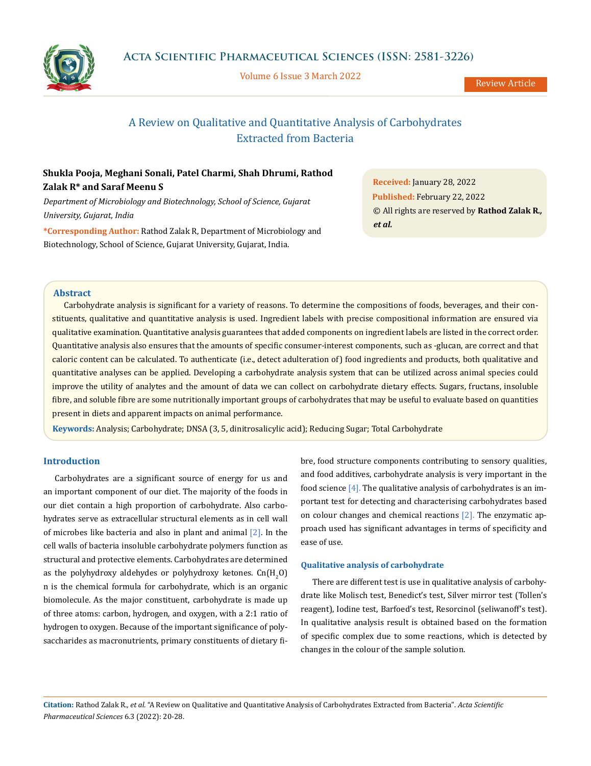# A Review on Qualitative and Quantitative Analysis of Carbohydrates Extracted from Bacteria

**Shukla Pooja, Meghani Sonali, Patel Charmi, Shah Dhrumi, Rathod Zalak R* and Saraf Meenu S**

*Department of Microbiology and Biotechnology, School of Science, Gujarat University, Gujarat, India*

**\*Corresponding Author:** Rathod Zalak R, Department of Microbiology and Biotechnology, School of Science, Gujarat University, Gujarat, India.

**Received:** January 28, 2022
**Published:** February 22, 2022
© All rights are reserved by **Rathod Zalak R., *et al.***

## Abstract

Carbohydrate analysis is significant for a variety of reasons. To determine the compositions of foods, beverages, and their constituents, qualitative and quantitative analysis is used. Ingredient labels with precise compositional information are ensured via qualitative examination. Quantitative analysis guarantees that added components on ingredient labels are listed in the correct order. Quantitative analysis also ensures that the amounts of specific consumer-interest components, such as -glucan, are correct and that caloric content can be calculated. To authenticate (i.e., detect adulteration of) food ingredients and products, both qualitative and quantitative analyses can be applied. Developing a carbohydrate analysis system that can be utilized across animal species could improve the utility of analytes and the amount of data we can collect on carbohydrate dietary effects. Sugars, fructans, insoluble fibre, and soluble fibre are some nutritionally important groups of carbohydrates that may be useful to evaluate based on quantities present in diets and apparent impacts on animal performance.

**Keywords:** Analysis; Carbohydrate; DNSA (3, 5, dinitrosalicylic acid); Reducing Sugar; Total Carbohydrate

## Introduction

Carbohydrates are a significant source of energy for us and an important component of our diet. The majority of the foods in our diet contain a high proportion of carbohydrate. Also carbohydrates serve as extracellular structural elements as in cell wall of microbes like bacteria and also in plant and animal [2]. In the cell walls of bacteria insoluble carbohydrate polymers function as structural and protective elements. Carbohydrates are determined as the polyhydroxy aldehydes or polyhydroxy ketones. $Cn(H_2O)n$ is the chemical formula for carbohydrate, which is an organic biomolecule. As the major constituent, carbohydrate is made up of three atoms: carbon, hydrogen, and oxygen, with a 2:1 ratio of hydrogen to oxygen. Because of the important significance of polysaccharides as macronutrients, primary constituents of dietary fibre, food structure components contributing to sensory qualities, and food additives, carbohydrate analysis is very important in the food science [4]. The qualitative analysis of carbohydrates is an important test for detecting and characterising carbohydrates based on colour changes and chemical reactions [2]. The enzymatic approach used has significant advantages in terms of specificity and ease of use.

### Qualitative analysis of carbohydrate

There are different test is use in qualitative analysis of carbohydrate like Molisch test, Benedict's test, Silver mirror test (Tollen's reagent), Iodine test, Barfoed's test, Resorcinol (seliwanoff's test). In qualitative analysis result is obtained based on the formation of specific complex due to some reactions, which is detected by changes in the colour of the sample solution.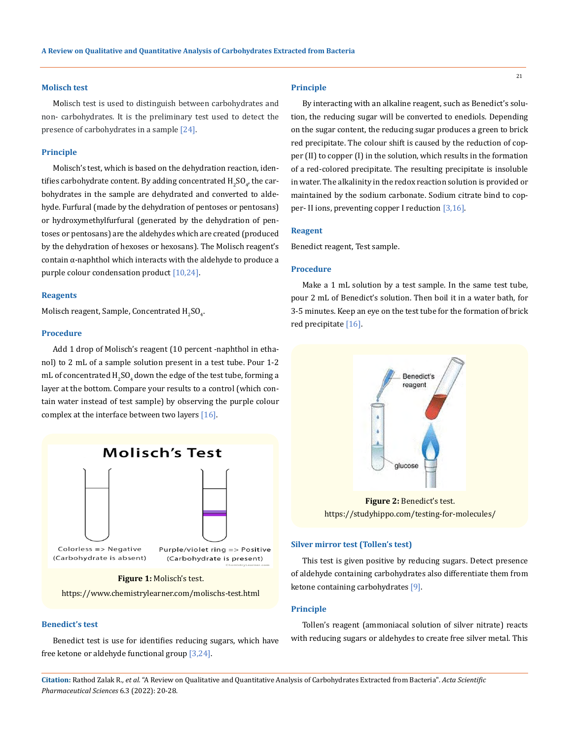### Molisch test

Molisch test is used to distinguish between carbohydrates and non- carbohydrates. It is the preliminary test used to detect the presence of carbohydrates in a sample [24].

### Principle

Molisch's test, which is based on the dehydration reaction, identifies carbohydrate content. By adding concentrated $H_2SO_4$, the carbohydrates in the sample are dehydrated and converted to aldehyde. Furfural (made by the dehydration of pentoses or pentosans) or hydroxymethylfurfural (generated by the dehydration of pentoses or pentosans) are the aldehydes which are created (produced by the dehydration of hexoses or hexosans). The Molisch reagent's contain α-naphthol which interacts with the aldehyde to produce a purple colour condensation product [10,24].

### Reagents

Molisch reagent, Sample, Concentrated $H_2SO_4$.

### Procedure

Add 1 drop of Molisch's reagent (10 percent -naphthol in ethanol) to 2 mL of a sample solution present in a test tube. Pour 1-2 mL of concentrated $H_2SO_4$ down the edge of the test tube, forming a layer at the bottom. Compare your results to a control (which contain water instead of test sample) by observing the purple colour complex at the interface between two layers [16].

**Figure 1:** Molisch's test.
https://www.chemistrylearner.com/molischs-test.html

### Benedict's test

Benedict test is use for identifies reducing sugars, which have free ketone or aldehyde functional group [3,24].

### Principle

By interacting with an alkaline reagent, such as Benedict's solution, the reducing sugar will be converted to enediols. Depending on the sugar content, the reducing sugar produces a green to brick red precipitate. The colour shift is caused by the reduction of copper (II) to copper (I) in the solution, which results in the formation of a red-colored precipitate. The resulting precipitate is insoluble in water. The alkalinity in the redox reaction solution is provided or maintained by the sodium carbonate. Sodium citrate bind to copper- II ions, preventing copper I reduction [3,16].

### Reagent

Benedict reagent, Test sample.

### Procedure

Make a 1 mL solution by a test sample. In the same test tube, pour 2 mL of Benedict's solution. Then boil it in a water bath, for 3-5 minutes. Keep an eye on the test tube for the formation of brick red precipitate [16].

**Figure 2:** Benedict's test.
https://studyhippo.com/testing-for-molecules/

### Silver mirror test (Tollen's test)

This test is given positive by reducing sugars. Detect presence of aldehyde containing carbohydrates also differentiate them from ketone containing carbohydrates [9].

### Principle

Tollen's reagent (ammoniacal solution of silver nitrate) reacts with reducing sugars or aldehydes to create free silver metal. This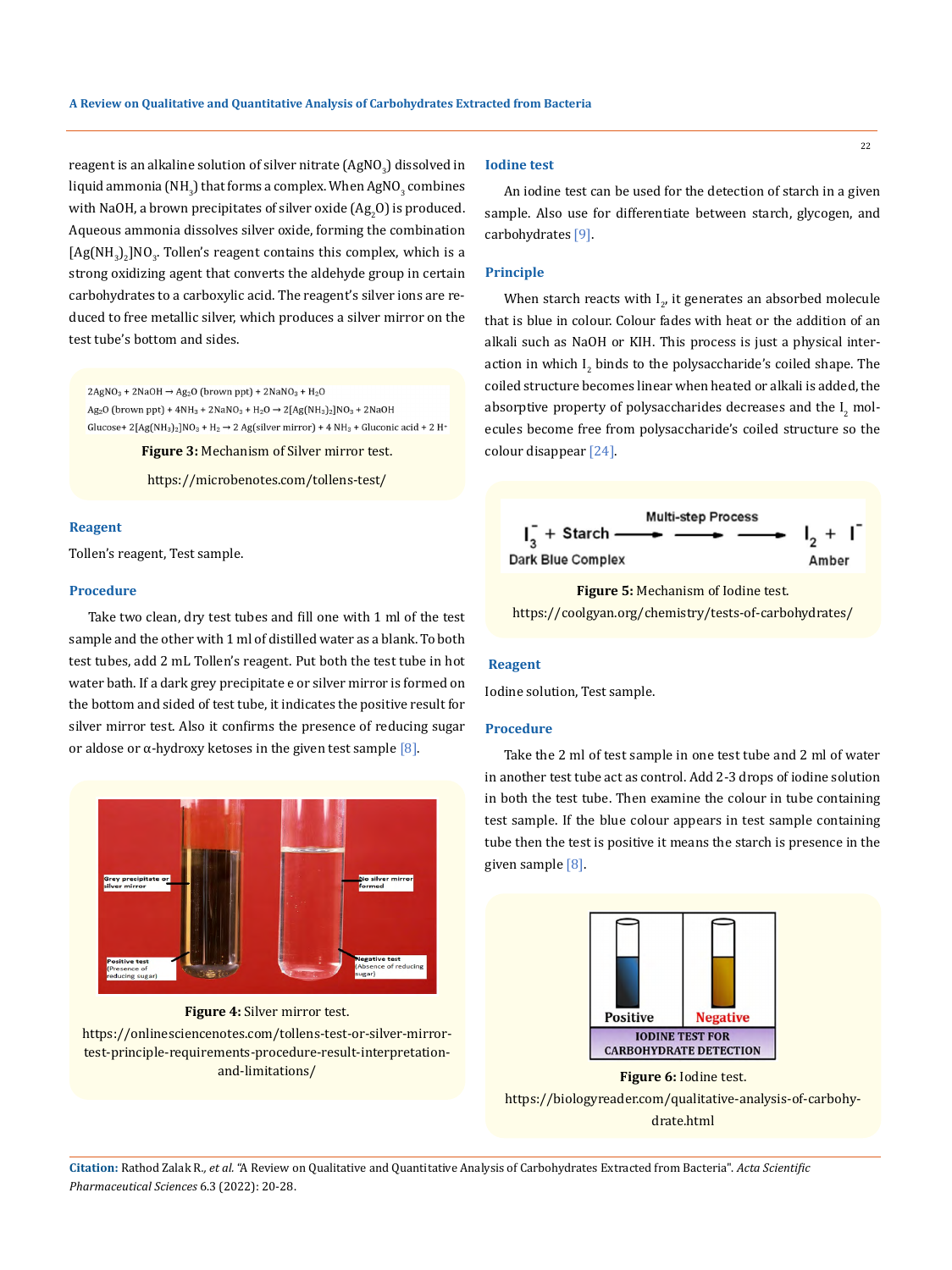reagent is an alkaline solution of silver nitrate ($AgNO_3$) dissolved in liquid ammonia ($NH_3$) that forms a complex. When $AgNO_3$ combines with NaOH, a brown precipitates of silver oxide ($Ag_2O$) is produced. Aqueous ammonia dissolves silver oxide, forming the combination $[Ag(NH_3)_2]NO_3$. Tollen's reagent contains this complex, which is a strong oxidizing agent that converts the aldehyde group in certain carbohydrates to a carboxylic acid. The reagent's silver ions are reduced to free metallic silver, which produces a silver mirror on the test tube's bottom and sides.

$$2AgNO_3 + 2NaOH \rightarrow Ag_2O \text{ (brown ppt)} + 2NaNO_3 + H_2O$$

$$Ag_2O \text{ (brown ppt)} + 4NH_3 + 2NaNO_3 + H_2O \rightarrow 2[Ag(NH_3)_2]NO_3 + 2NaOH$$

$$\text{Glucose} + 2[Ag(NH_3)_2]NO_3 + H_2 \rightarrow 2\,Ag\text{(silver mirror)} + 4\,NH_3 + \text{Gluconic acid} + 2\,H^+$$

**Figure 3:** Mechanism of Silver mirror test.

https://microbenotes.com/tollens-test/

### Reagent

Tollen's reagent, Test sample.

### Procedure

Take two clean, dry test tubes and fill one with 1 ml of the test sample and the other with 1 ml of distilled water as a blank. To both test tubes, add 2 mL Tollen's reagent. Put both the test tube in hot water bath. If a dark grey precipitate e or silver mirror is formed on the bottom and sided of test tube, it indicates the positive result for silver mirror test. Also it confirms the presence of reducing sugar or aldose or α-hydroxy ketoses in the given test sample [8].

**Figure 4:** Silver mirror test.

https://onlinesciencenotes.com/tollens-test-or-silver-mirror-test-principle-requirements-procedure-result-interpretation-and-limitations/

## Iodine test

An iodine test can be used for the detection of starch in a given sample. Also use for differentiate between starch, glycogen, and carbohydrates [9].

### Principle

When starch reacts with $I_2$, it generates an absorbed molecule that is blue in colour. Colour fades with heat or the addition of an alkali such as NaOH or KIH. This process is just a physical interaction in which $I_2$ binds to the polysaccharide's coiled shape. The coiled structure becomes linear when heated or alkali is added, the absorptive property of polysaccharides decreases and the $I_2$ molecules become free from polysaccharide's coiled structure so the colour disappear [24].

$$\underset{\text{Dark Blue Complex}}{I_3^- + \text{Starch}} \xrightarrow{\text{Multi-step Process}} \underset{\text{Amber}}{I_2 + I^-}$$

**Figure 5:** Mechanism of Iodine test.

https://coolgyan.org/chemistry/tests-of-carbohydrates/

### Reagent

Iodine solution, Test sample.

### Procedure

Take the 2 ml of test sample in one test tube and 2 ml of water in another test tube act as control. Add 2-3 drops of iodine solution in both the test tube. Then examine the colour in tube containing test sample. If the blue colour appears in test sample containing tube then the test is positive it means the starch is presence in the given sample [8].

**Figure 6:** Iodine test.

https://biologyreader.com/qualitative-analysis-of-carbohydrate.html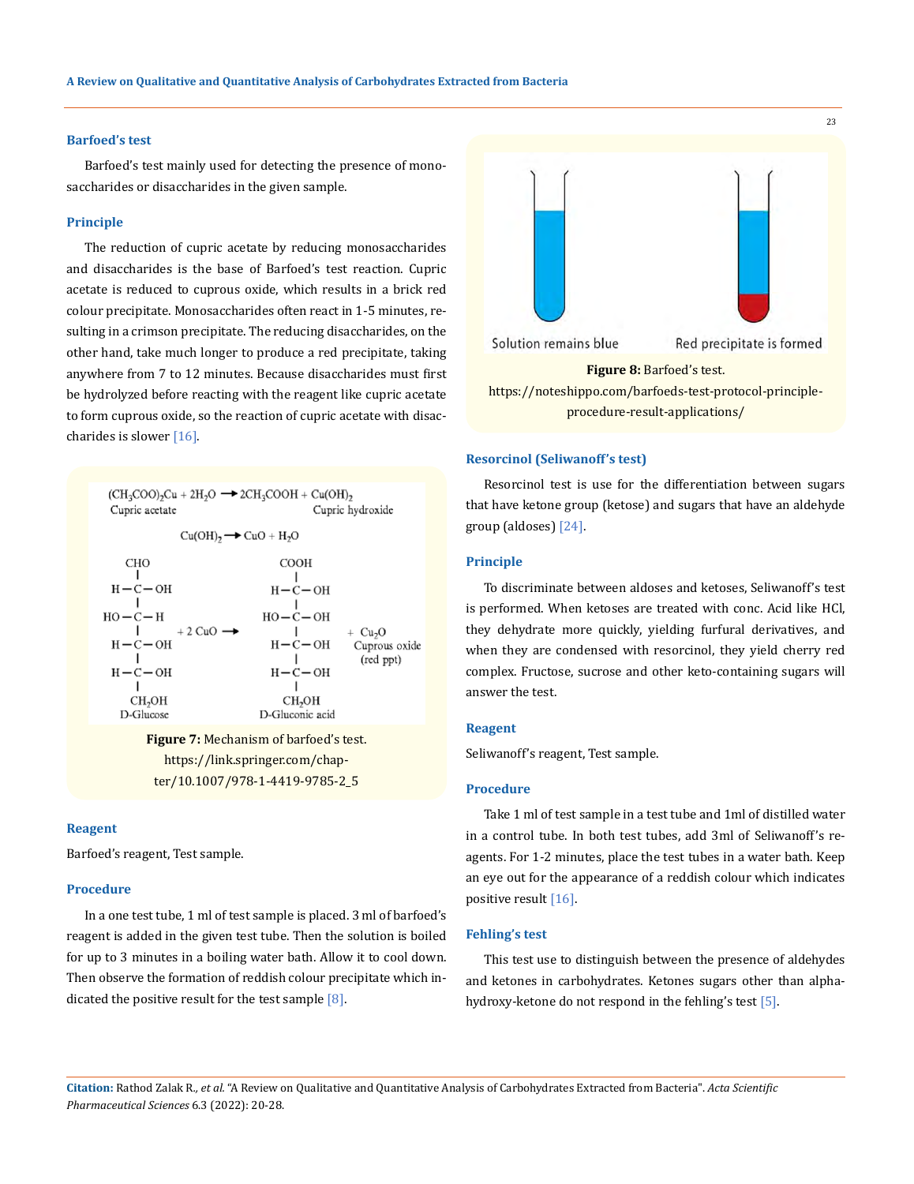### Barfoed's test

Barfoed's test mainly used for detecting the presence of monosaccharides or disaccharides in the given sample.

### Principle

The reduction of cupric acetate by reducing monosaccharides and disaccharides is the base of Barfoed's test reaction. Cupric acetate is reduced to cuprous oxide, which results in a brick red colour precipitate. Monosaccharides often react in 1-5 minutes, resulting in a crimson precipitate. The reducing disaccharides, on the other hand, take much longer to produce a red precipitate, taking anywhere from 7 to 12 minutes. Because disaccharides must first be hydrolyzed before reacting with the reagent like cupric acetate to form cuprous oxide, so the reaction of cupric acetate with disaccharides is slower [16].

$$(CH_3COO)_2Cu + 2H_2O \rightarrow 2CH_3COOH + Cu(OH)_2$$

Cupric acetate → Cupric hydroxide

$$Cu(OH)_2 \rightarrow CuO + H_2O$$

D-Glucose + 2 CuO → D-Gluconic acid + $Cu_2O$ Cuprous oxide (red ppt)

**Figure 7:** Mechanism of barfoed's test. https://link.springer.com/chapter/10.1007/978-1-4419-9785-2_5

### Reagent

Barfoed's reagent, Test sample.

### Procedure

In a one test tube, 1 ml of test sample is placed. 3 ml of barfoed's reagent is added in the given test tube. Then the solution is boiled for up to 3 minutes in a boiling water bath. Allow it to cool down. Then observe the formation of reddish colour precipitate which indicated the positive result for the test sample [8].

Solution remains blue — Red precipitate is formed

**Figure 8:** Barfoed's test. https://noteshippo.com/barfoeds-test-protocol-principle-procedure-result-applications/

### Resorcinol (Seliwanoff's test)

Resorcinol test is use for the differentiation between sugars that have ketone group (ketose) and sugars that have an aldehyde group (aldoses) [24].

### Principle

To discriminate between aldoses and ketoses, Seliwanoff's test is performed. When ketoses are treated with conc. Acid like HCl, they dehydrate more quickly, yielding furfural derivatives, and when they are condensed with resorcinol, they yield cherry red complex. Fructose, sucrose and other keto-containing sugars will answer the test.

### Reagent

Seliwanoff's reagent, Test sample.

### Procedure

Take 1 ml of test sample in a test tube and 1ml of distilled water in a control tube. In both test tubes, add 3ml of Seliwanoff's reagents. For 1-2 minutes, place the test tubes in a water bath. Keep an eye out for the appearance of a reddish colour which indicates positive result [16].

### Fehling's test

This test use to distinguish between the presence of aldehydes and ketones in carbohydrates. Ketones sugars other than alpha-hydroxy-ketone do not respond in the fehling's test [5].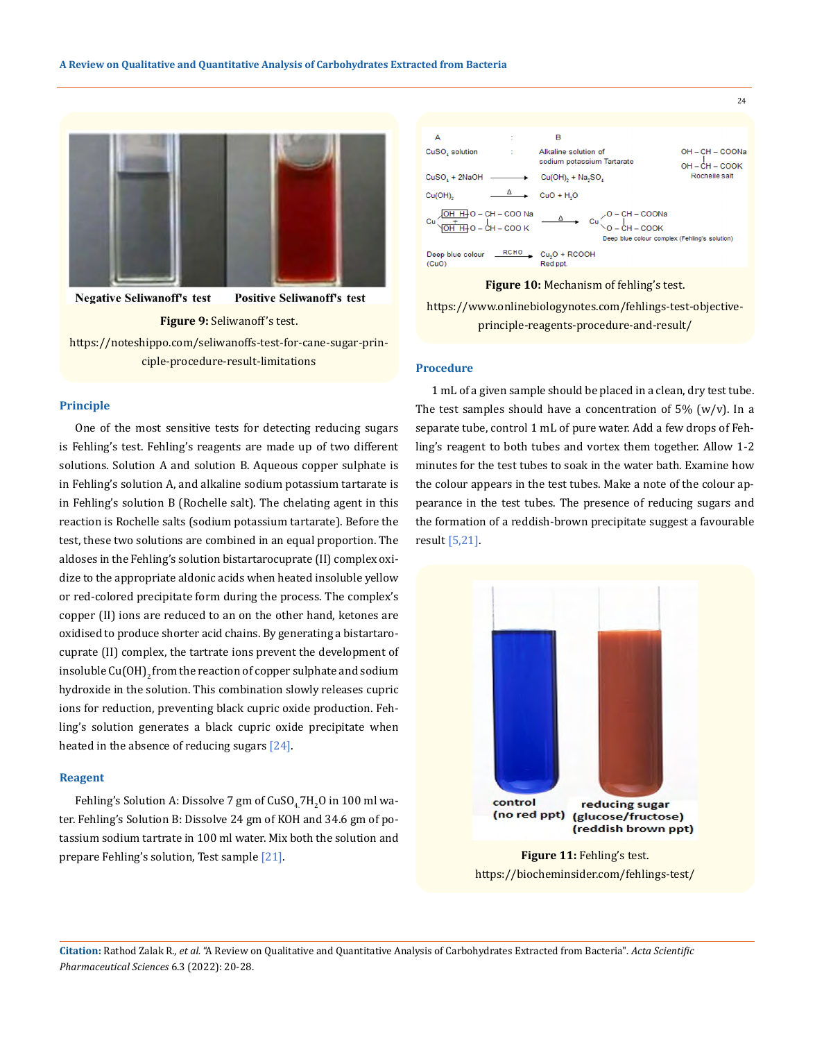Negative Seliwanoff's test Positive Seliwanoff's test

**Figure 9:** Seliwanoff's test.

https://noteshippo.com/seliwanoffs-test-for-cane-sugar-principle-procedure-result-limitations

### Principle

One of the most sensitive tests for detecting reducing sugars is Fehling's test. Fehling's reagents are made up of two different solutions. Solution A and solution B. Aqueous copper sulphate is in Fehling's solution A, and alkaline sodium potassium tartarate is in Fehling's solution B (Rochelle salt). The chelating agent in this reaction is Rochelle salts (sodium potassium tartarate). Before the test, these two solutions are combined in an equal proportion. The aldoses in the Fehling's solution bistartarocuprate (II) complex oxidize to the appropriate aldonic acids when heated insoluble yellow or red-colored precipitate form during the process. The complex's copper (II) ions are reduced to an on the other hand, ketones are oxidised to produce shorter acid chains. By generating a bistartarocuprate (II) complex, the tartrate ions prevent the development of insoluble $Cu(OH)_2$ from the reaction of copper sulphate and sodium hydroxide in the solution. This combination slowly releases cupric ions for reduction, preventing black cupric oxide production. Fehling's solution generates a black cupric oxide precipitate when heated in the absence of reducing sugars [24].

### Reagent

Fehling's Solution A: Dissolve 7 gm of $CuSO_4.7H_2O$ in 100 ml water. Fehling's Solution B: Dissolve 24 gm of KOH and 34.6 gm of potassium sodium tartrate in 100 ml water. Mix both the solution and prepare Fehling's solution, Test sample [21].

A : B

$CuSO_4$ solution : Alkaline solution of sodium potassium Tartarate

OH – CH – COONa
|
OH – CH – COOK
Rochelle salt

$CuSO_4 + 2NaOH \rightarrow Cu(OH)_2 + Na_2SO_4$

$Cu(OH)_2 \xrightarrow{\Delta} CuO + H_2O$

Cu(OH H-O – CH – COO Na)(OH H-O – CH – COO K) $\xrightarrow{\Delta}$ Cu(O – CH – COONa)(O – CH – COOK)

Deep blue colour complex (Fehling's solution)

Deep blue colour (CuO) $\xrightarrow{RCHO}$ $Cu_2O$ + RCOOH Red ppt.

**Figure 10:** Mechanism of fehling's test.

https://www.onlinebiologynotes.com/fehlings-test-objective-principle-reagents-procedure-and-result/

### Procedure

1 mL of a given sample should be placed in a clean, dry test tube. The test samples should have a concentration of 5% (w/v). In a separate tube, control 1 mL of pure water. Add a few drops of Fehling's reagent to both tubes and vortex them together. Allow 1-2 minutes for the test tubes to soak in the water bath. Examine how the colour appears in the test tubes. Make a note of the colour appearance in the test tubes. The presence of reducing sugars and the formation of a reddish-brown precipitate suggest a favourable result [5,21].

control (no red ppt) reducing sugar (glucose/fructose) (reddish brown ppt)

**Figure 11:** Fehling's test.

https://biocheminsider.com/fehlings-test/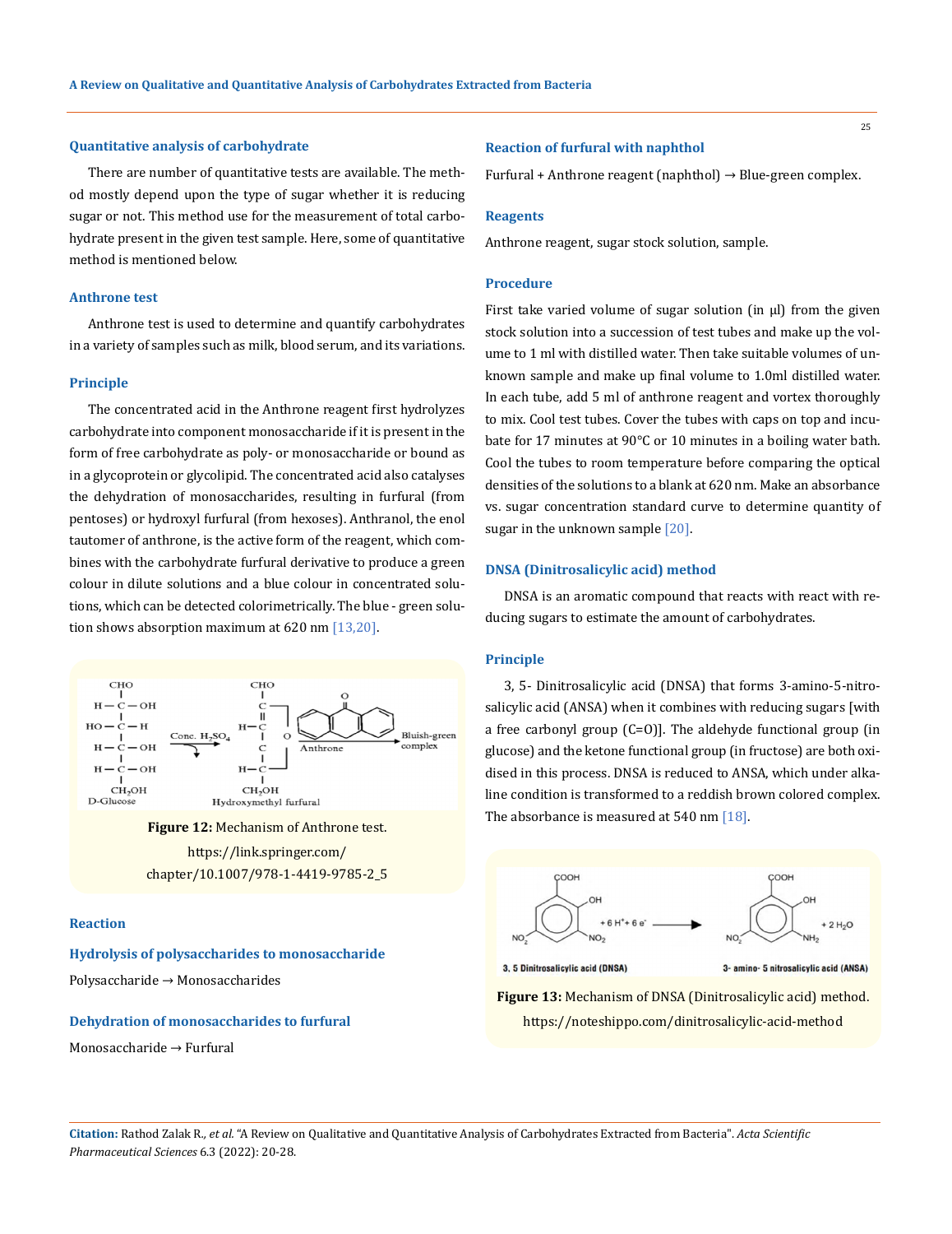### Quantitative analysis of carbohydrate

There are number of quantitative tests are available. The method mostly depend upon the type of sugar whether it is reducing sugar or not. This method use for the measurement of total carbohydrate present in the given test sample. Here, some of quantitative method is mentioned below.

### Anthrone test

Anthrone test is used to determine and quantify carbohydrates in a variety of samples such as milk, blood serum, and its variations.

### Principle

The concentrated acid in the Anthrone reagent first hydrolyzes carbohydrate into component monosaccharide if it is present in the form of free carbohydrate as poly- or monosaccharide or bound as in a glycoprotein or glycolipid. The concentrated acid also catalyses the dehydration of monosaccharides, resulting in furfural (from pentoses) or hydroxyl furfural (from hexoses). Anthranol, the enol tautomer of anthrone, is the active form of the reagent, which combines with the carbohydrate furfural derivative to produce a green colour in dilute solutions and a blue colour in concentrated solutions, which can be detected colorimetrically. The blue - green solution shows absorption maximum at 620 nm [13,20].

**Figure 12:** Mechanism of Anthrone test. https://link.springer.com/chapter/10.1007/978-1-4419-9785-2_5

### Reaction

### Hydrolysis of polysaccharides to monosaccharide

Polysaccharide → Monosaccharides

### Dehydration of monosaccharides to furfural

Monosaccharide → Furfural

### Reaction of furfural with naphthol

Furfural + Anthrone reagent (naphthol) → Blue-green complex.

### Reagents

Anthrone reagent, sugar stock solution, sample.

### Procedure

First take varied volume of sugar solution (in µl) from the given stock solution into a succession of test tubes and make up the volume to 1 ml with distilled water. Then take suitable volumes of unknown sample and make up final volume to 1.0ml distilled water. In each tube, add 5 ml of anthrone reagent and vortex thoroughly to mix. Cool test tubes. Cover the tubes with caps on top and incubate for 17 minutes at 90°C or 10 minutes in a boiling water bath. Cool the tubes to room temperature before comparing the optical densities of the solutions to a blank at 620 nm. Make an absorbance vs. sugar concentration standard curve to determine quantity of sugar in the unknown sample [20].

### DNSA (Dinitrosalicylic acid) method

DNSA is an aromatic compound that reacts with react with reducing sugars to estimate the amount of carbohydrates.

### Principle

3, 5- Dinitrosalicylic acid (DNSA) that forms 3-amino-5-nitrosalicylic acid (ANSA) when it combines with reducing sugars [with a free carbonyl group (C=O)]. The aldehyde functional group (in glucose) and the ketone functional group (in fructose) are both oxidised in this process. DNSA is reduced to ANSA, which under alkaline condition is transformed to a reddish brown colored complex. The absorbance is measured at 540 nm [18].

**Figure 13:** Mechanism of DNSA (Dinitrosalicylic acid) method. https://noteshippo.com/dinitrosalicylic-acid-method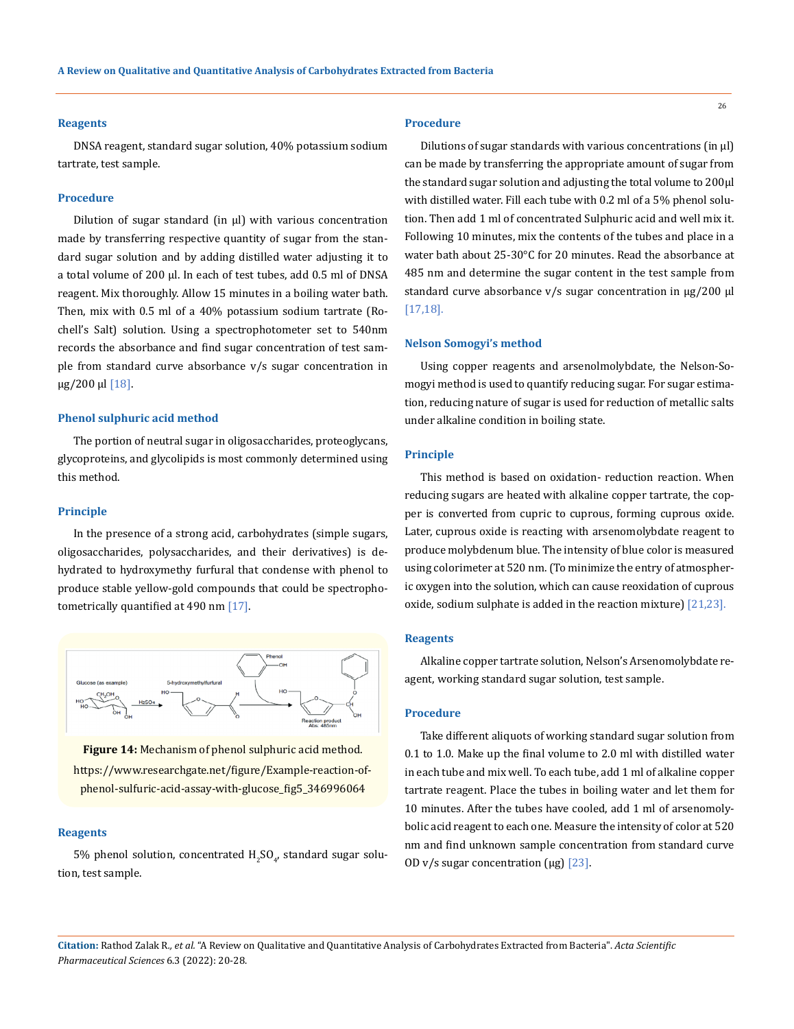#### Reagents

DNSA reagent, standard sugar solution, 40% potassium sodium tartrate, test sample.

#### Procedure

Dilution of sugar standard (in µl) with various concentration made by transferring respective quantity of sugar from the standard sugar solution and by adding distilled water adjusting it to a total volume of 200 µl. In each of test tubes, add 0.5 ml of DNSA reagent. Mix thoroughly. Allow 15 minutes in a boiling water bath. Then, mix with 0.5 ml of a 40% potassium sodium tartrate (Rochell's Salt) solution. Using a spectrophotometer set to 540nm records the absorbance and find sugar concentration of test sample from standard curve absorbance v/s sugar concentration in µg/200 µl [18].

### Phenol sulphuric acid method

The portion of neutral sugar in oligosaccharides, proteoglycans, glycoproteins, and glycolipids is most commonly determined using this method.

#### Principle

In the presence of a strong acid, carbohydrates (simple sugars, oligosaccharides, polysaccharides, and their derivatives) is dehydrated to hydroxymethy furfural that condense with phenol to produce stable yellow-gold compounds that could be spectrophotometrically quantified at 490 nm [17].

**Figure 14:** Mechanism of phenol sulphuric acid method. https://www.researchgate.net/figure/Example-reaction-of-phenol-sulfuric-acid-assay-with-glucose_fig5_346996064

#### Reagents

5% phenol solution, concentrated $H_2SO_4$, standard sugar solution, test sample.

#### Procedure

Dilutions of sugar standards with various concentrations (in µl) can be made by transferring the appropriate amount of sugar from the standard sugar solution and adjusting the total volume to 200µl with distilled water. Fill each tube with 0.2 ml of a 5% phenol solution. Then add 1 ml of concentrated Sulphuric acid and well mix it. Following 10 minutes, mix the contents of the tubes and place in a water bath about 25-30°C for 20 minutes. Read the absorbance at 485 nm and determine the sugar content in the test sample from standard curve absorbance v/s sugar concentration in µg/200 µl [17,18].

### Nelson Somogyi's method

Using copper reagents and arsenolmolybdate, the Nelson-Somogyi method is used to quantify reducing sugar. For sugar estimation, reducing nature of sugar is used for reduction of metallic salts under alkaline condition in boiling state.

#### Principle

This method is based on oxidation- reduction reaction. When reducing sugars are heated with alkaline copper tartrate, the copper is converted from cupric to cuprous, forming cuprous oxide. Later, cuprous oxide is reacting with arsenomolybdate reagent to produce molybdenum blue. The intensity of blue color is measured using colorimeter at 520 nm. (To minimize the entry of atmospheric oxygen into the solution, which can cause reoxidation of cuprous oxide, sodium sulphate is added in the reaction mixture) [21,23].

#### Reagents

Alkaline copper tartrate solution, Nelson's Arsenomolybdate reagent, working standard sugar solution, test sample.

#### Procedure

Take different aliquots of working standard sugar solution from 0.1 to 1.0. Make up the final volume to 2.0 ml with distilled water in each tube and mix well. To each tube, add 1 ml of alkaline copper tartrate reagent. Place the tubes in boiling water and let them for 10 minutes. After the tubes have cooled, add 1 ml of arsenomolybolic acid reagent to each one. Measure the intensity of color at 520 nm and find unknown sample concentration from standard curve OD v/s sugar concentration (µg) [23].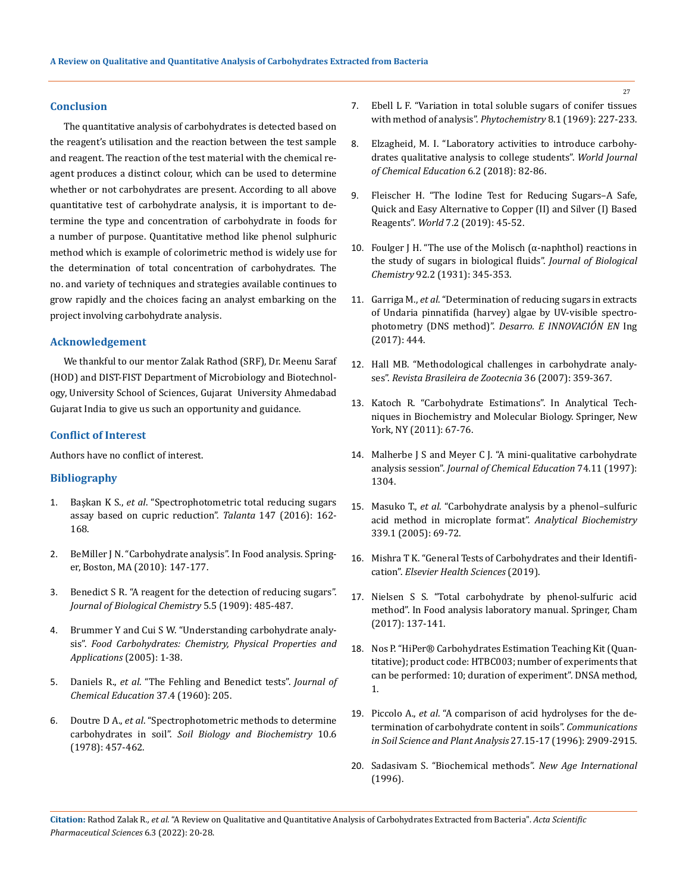## Conclusion

The quantitative analysis of carbohydrates is detected based on the reagent's utilisation and the reaction between the test sample and reagent. The reaction of the test material with the chemical reagent produces a distinct colour, which can be used to determine whether or not carbohydrates are present. According to all above quantitative test of carbohydrate analysis, it is important to determine the type and concentration of carbohydrate in foods for a number of purpose. Quantitative method like phenol sulphuric method which is example of colorimetric method is widely use for the determination of total concentration of carbohydrates. The no. and variety of techniques and strategies available continues to grow rapidly and the choices facing an analyst embarking on the project involving carbohydrate analysis.

## Acknowledgement

We thankful to our mentor Zalak Rathod (SRF), Dr. Meenu Saraf (HOD) and DIST-FIST Department of Microbiology and Biotechnology, University School of Sciences, Gujarat University Ahmedabad Gujarat India to give us such an opportunity and guidance.

## Conflict of Interest

Authors have no conflict of interest.

## Bibliography

1. Başkan K S., *et al*. "Spectrophotometric total reducing sugars assay based on cupric reduction". *Talanta* 147 (2016): 162-168.
2. BeMiller J N. "Carbohydrate analysis". In Food analysis. Springer, Boston, MA (2010): 147-177.
3. Benedict S R. "A reagent for the detection of reducing sugars". *Journal of Biological Chemistry* 5.5 (1909): 485-487.
4. Brummer Y and Cui S W. "Understanding carbohydrate analysis". *Food Carbohydrates: Chemistry, Physical Properties and Applications* (2005): 1-38.
5. Daniels R., *et al*. "The Fehling and Benedict tests". *Journal of Chemical Education* 37.4 (1960): 205.
6. Doutre D A., *et al*. "Spectrophotometric methods to determine carbohydrates in soil". *Soil Biology and Biochemistry* 10.6 (1978): 457-462.
7. Ebell L F. "Variation in total soluble sugars of conifer tissues with method of analysis". *Phytochemistry* 8.1 (1969): 227-233.
8. Elzagheid, M. I. "Laboratory activities to introduce carbohydrates qualitative analysis to college students". *World Journal of Chemical Education* 6.2 (2018): 82-86.
9. Fleischer H. "The Iodine Test for Reducing Sugars–A Safe, Quick and Easy Alternative to Copper (II) and Silver (I) Based Reagents". *World* 7.2 (2019): 45-52.
10. Foulger J H. "The use of the Molisch (α-naphthol) reactions in the study of sugars in biological fluids". *Journal of Biological Chemistry* 92.2 (1931): 345-353.
11. Garriga M., *et al*. "Determination of reducing sugars in extracts of Undaria pinnatifida (harvey) algae by UV-visible spectrophotometry (DNS method)". *Desarro. E INNOVACIÓN EN* Ing (2017): 444.
12. Hall MB. "Methodological challenges in carbohydrate analyses". *Revista Brasileira de Zootecnia* 36 (2007): 359-367.
13. Katoch R. "Carbohydrate Estimations". In Analytical Techniques in Biochemistry and Molecular Biology. Springer, New York, NY (2011): 67-76.
14. Malherbe J S and Meyer C J. "A mini-qualitative carbohydrate analysis session". *Journal of Chemical Education* 74.11 (1997): 1304.
15. Masuko T., *et al*. "Carbohydrate analysis by a phenol–sulfuric acid method in microplate format". *Analytical Biochemistry* 339.1 (2005): 69-72.
16. Mishra T K. "General Tests of Carbohydrates and their Identification". *Elsevier Health Sciences* (2019).
17. Nielsen S S. "Total carbohydrate by phenol-sulfuric acid method". In Food analysis laboratory manual. Springer, Cham (2017): 137-141.
18. Nos P. "HiPer® Carbohydrates Estimation Teaching Kit (Quantitative); product code: HTBC003; number of experiments that can be performed: 10; duration of experiment". DNSA method, 1.
19. Piccolo A., *et al*. "A comparison of acid hydrolyses for the determination of carbohydrate content in soils". *Communications in Soil Science and Plant Analysis* 27.15-17 (1996): 2909-2915.
20. Sadasivam S. "Biochemical methods". *New Age International* (1996).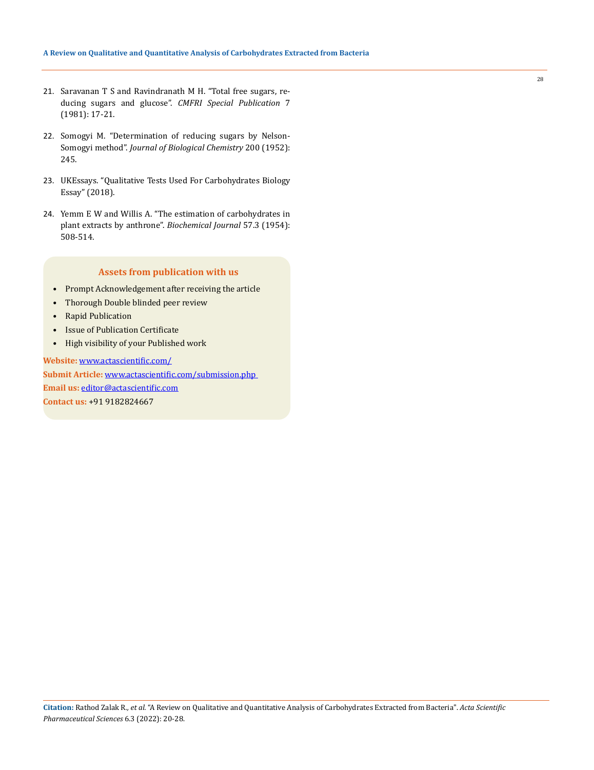21. Saravanan T S and Ravindranath M H. "Total free sugars, reducing sugars and glucose". *CMFRI Special Publication* 7 (1981): 17-21.

22. Somogyi M. "Determination of reducing sugars by Nelson-Somogyi method". *Journal of Biological Chemistry* 200 (1952): 245.

23. UKEssays. "Qualitative Tests Used For Carbohydrates Biology Essay" (2018).

24. Yemm E W and Willis A. "The estimation of carbohydrates in plant extracts by anthrone". *Biochemical Journal* 57.3 (1954): 508-514.

**Assets from publication with us**

- Prompt Acknowledgement after receiving the article
- Thorough Double blinded peer review
- Rapid Publication
- Issue of Publication Certificate
- High visibility of your Published work

**Website:** www.actascientific.com/
**Submit Article:** www.actascientific.com/submission.php
**Email us:** editor@actascientific.com
**Contact us:** +91 9182824667

**Citation:** Rathod Zalak R., *et al.* "A Review on Qualitative and Quantitative Analysis of Carbohydrates Extracted from Bacteria". *Acta Scientific Pharmaceutical Sciences* 6.3 (2022): 20-28.